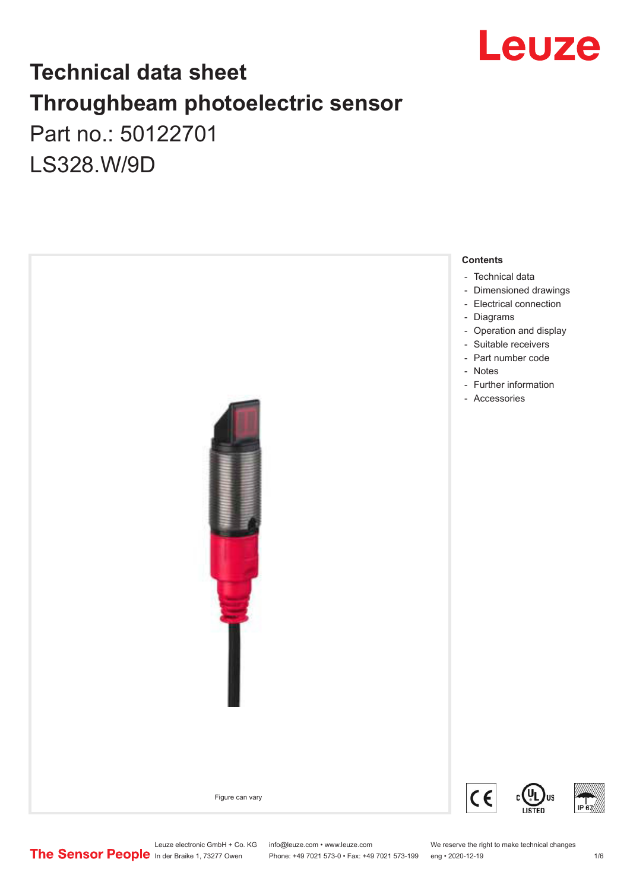# Technical data sheet
# Throughbeam photoelectric sensor

## Part no.: 50122701

## LS328.W/9D

Figure can vary

**Contents**

- Technical data
- Dimensioned drawings
- Electrical connection
- Diagrams
- Operation and display
- Suitable receivers
- Part number code
- Notes
- Further information
- Accessories

Leuze electronic GmbH + Co. KG
In der Braike 1, 73277 Owen

info@leuze.com • www.leuze.com
Phone: +49 7021 573-0 • Fax: +49 7021 573-199

We reserve the right to make technical changes
eng • 2020-12-19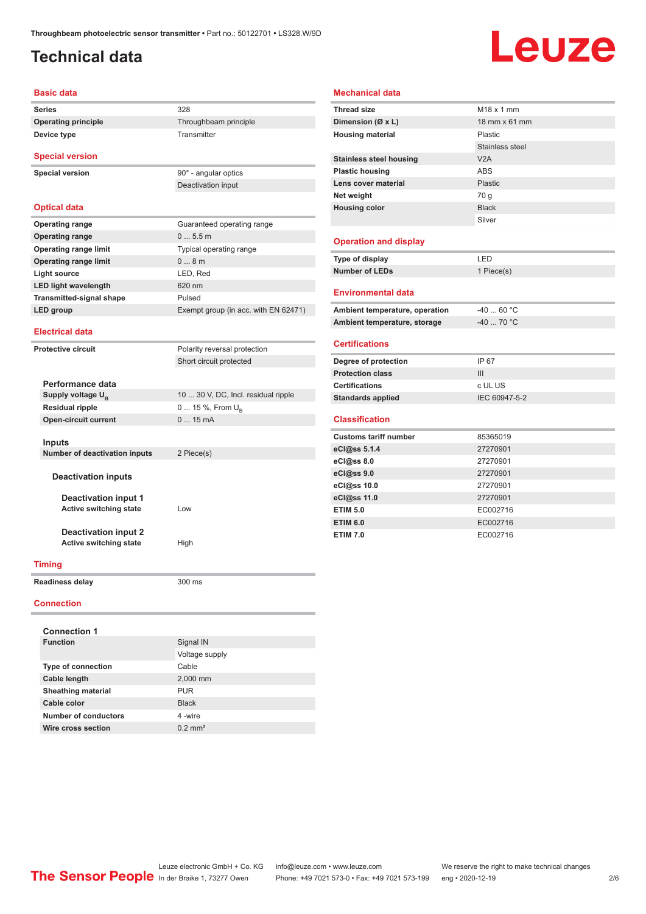Throughbeam photoelectric sensor transmitter • Part no.: 50122701 • LS328.W/9D

# Technical data

## Basic data

| | |
|---|---|
| Series | 328 |
| Operating principle | Throughbeam principle |
| Device type | Transmitter |

## Special version

| | |
|---|---|
| Special version | 90° - angular optics |
| | Deactivation input |

## Optical data

| | |
|---|---|
| Operating range | Guaranteed operating range |
| Operating range | 0 ... 5.5 m |
| Operating range limit | Typical operating range |
| Operating range limit | 0 ... 8 m |
| Light source | LED, Red |
| LED light wavelength | 620 nm |
| Transmitted-signal shape | Pulsed |
| LED group | Exempt group (in acc. with EN 62471) |

## Electrical data

| | |
|---|---|
| Protective circuit | Polarity reversal protection |
| | Short circuit protected |

### Performance data

| | |
|---|---|
| Supply voltage $U_B$ | 10 ... 30 V, DC, Incl. residual ripple |
| Residual ripple | 0 ... 15 %, From $U_B$ |
| Open-circuit current | 0 ... 15 mA |

### Inputs

| | |
|---|---|
| Number of deactivation inputs | 2 Piece(s) |

#### Deactivation inputs

##### Deactivation input 1

| | |
|---|---|
| Active switching state | Low |

##### Deactivation input 2

| | |
|---|---|
| Active switching state | High |

## Timing

| | |
|---|---|
| Readiness delay | 300 ms |

## Connection

### Connection 1

| | |
|---|---|
| Function | Signal IN |
| | Voltage supply |
| Type of connection | Cable |
| Cable length | 2,000 mm |
| Sheathing material | PUR |
| Cable color | Black |
| Number of conductors | 4 -wire |
| Wire cross section | 0.2 mm² |

## Mechanical data

| | |
|---|---|
| Thread size | M18 x 1 mm |
| Dimension (Ø x L) | 18 mm x 61 mm |
| Housing material | Plastic |
| | Stainless steel |
| Stainless steel housing | V2A |
| Plastic housing | ABS |
| Lens cover material | Plastic |
| Net weight | 70 g |
| Housing color | Black |
| | Silver |

## Operation and display

| | |
|---|---|
| Type of display | LED |
| Number of LEDs | 1 Piece(s) |

## Environmental data

| | |
|---|---|
| Ambient temperature, operation | -40 ... 60 °C |
| Ambient temperature, storage | -40 ... 70 °C |

## Certifications

| | |
|---|---|
| Degree of protection | IP 67 |
| Protection class | III |
| Certifications | c UL US |
| Standards applied | IEC 60947-5-2 |

## Classification

| | |
|---|---|
| Customs tariff number | 85365019 |
| eCl@ss 5.1.4 | 27270901 |
| eCl@ss 8.0 | 27270901 |
| eCl@ss 9.0 | 27270901 |
| eCl@ss 10.0 | 27270901 |
| eCl@ss 11.0 | 27270901 |
| ETIM 5.0 | EC002716 |
| ETIM 6.0 | EC002716 |
| ETIM 7.0 | EC002716 |

The Sensor People — Leuze electronic GmbH + Co. KG, In der Braike 1, 73277 Owen • info@leuze.com • www.leuze.com • Phone: +49 7021 573-0 • Fax: +49 7021 573-199 • We reserve the right to make technical changes • eng • 2020-12-19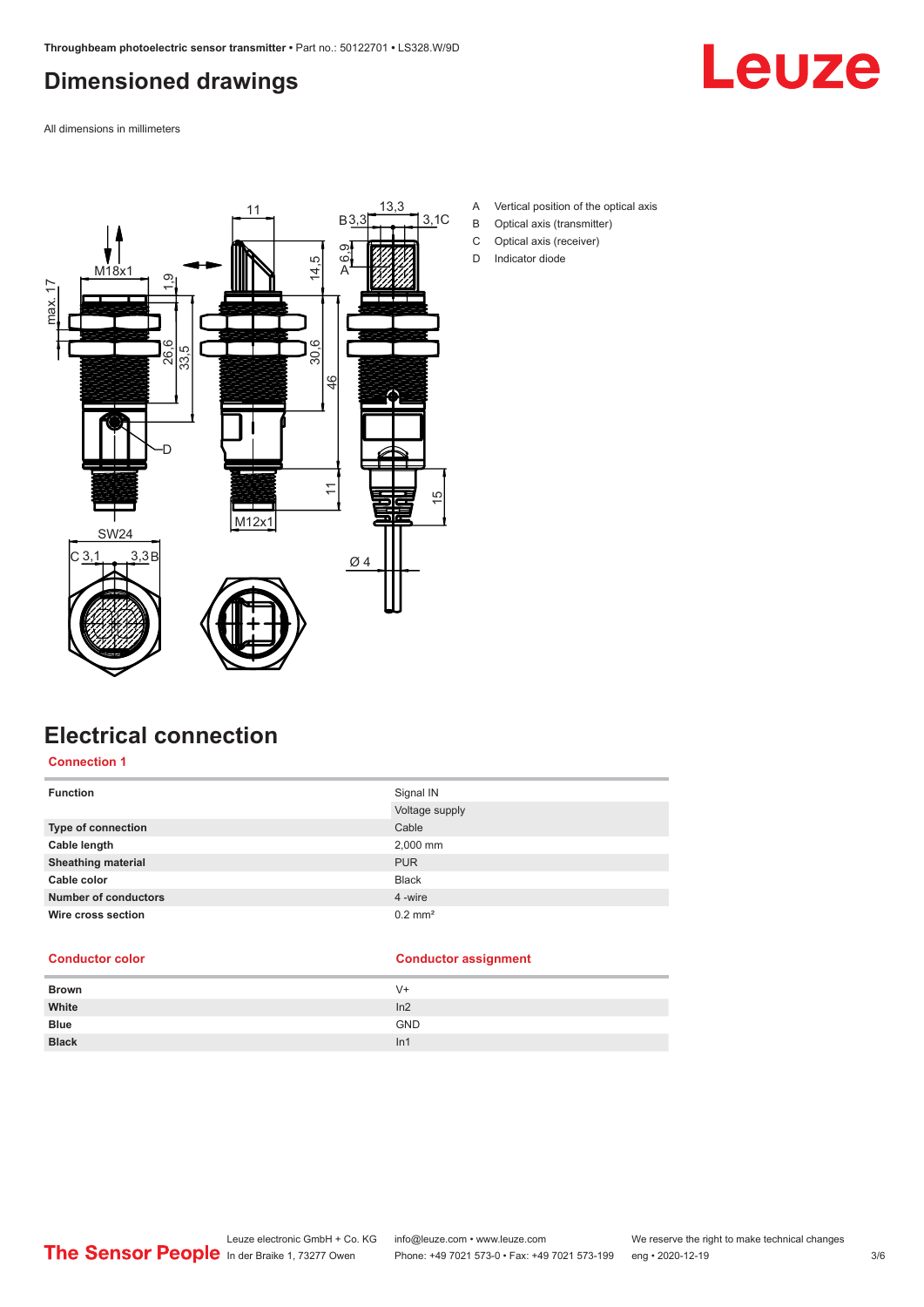## Dimensioned drawings

All dimensions in millimeters

A Vertical position of the optical axis
B Optical axis (transmitter)
C Optical axis (receiver)
D Indicator diode

## Electrical connection

### Connection 1

| Function | Signal IN |
|---|---|
| | Voltage supply |
| Type of connection | Cable |
| Cable length | 2,000 mm |
| Sheathing material | PUR |
| Cable color | Black |
| Number of conductors | 4 -wire |
| Wire cross section | 0.2 mm² |

| Conductor color | Conductor assignment |
|---|---|
| Brown | V+ |
| White | In2 |
| Blue | GND |
| Black | In1 |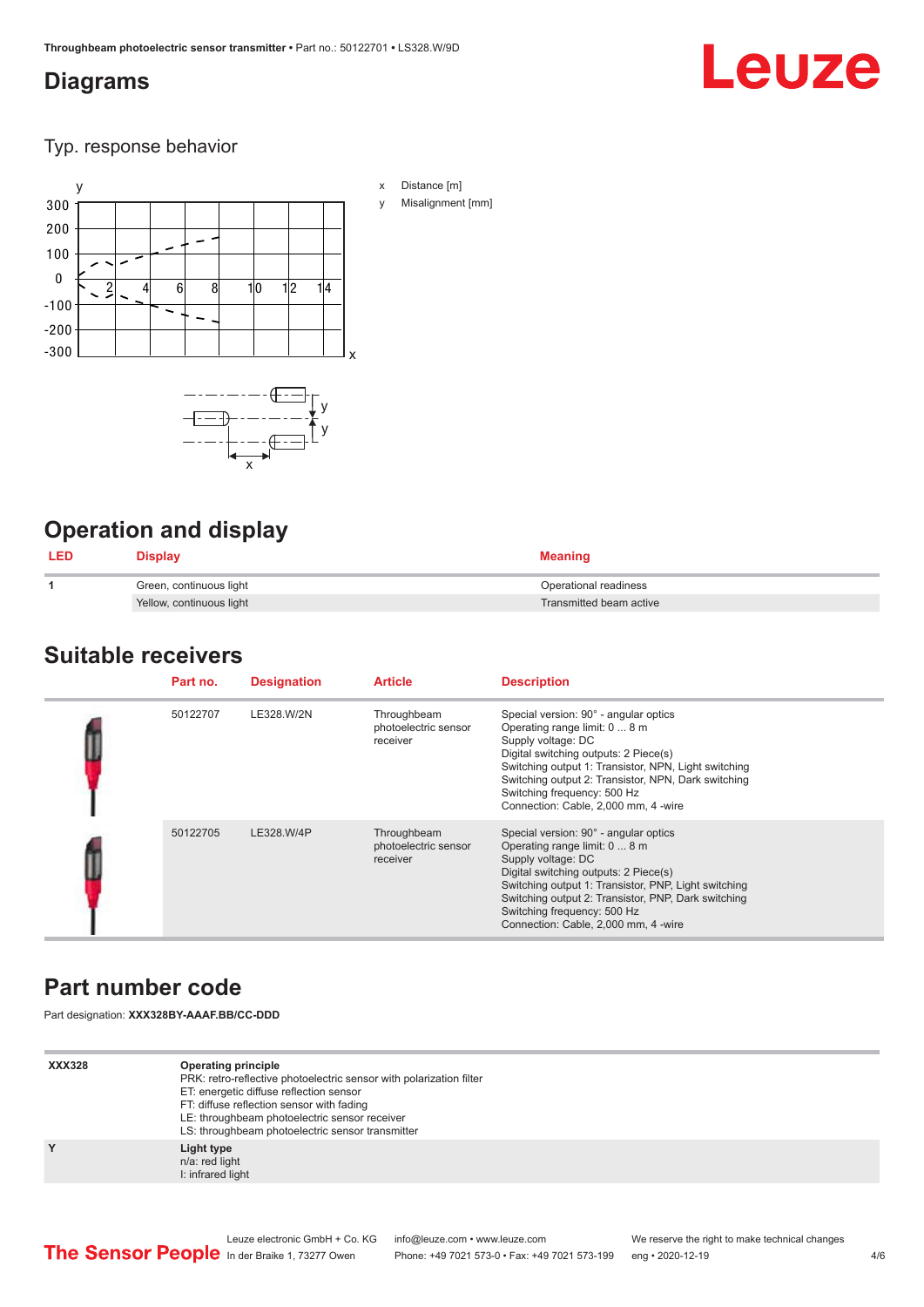# Diagrams

## Typ. response behavior

x Distance [m]

y Misalignment [mm]

# Operation and display

| LED | Display | Meaning |
|---|---|---|
| 1 | Green, continuous light | Operational readiness |
| | Yellow, continuous light | Transmitted beam active |

# Suitable receivers

| | Part no. | Designation | Article | Description |
|---|---|---|---|---|
| | 50122707 | LE328.W/2N | Throughbeam photoelectric sensor receiver | Special version: 90° - angular optics<br>Operating range limit: 0 ... 8 m<br>Supply voltage: DC<br>Digital switching outputs: 2 Piece(s)<br>Switching output 1: Transistor, NPN, Light switching<br>Switching output 2: Transistor, NPN, Dark switching<br>Switching frequency: 500 Hz<br>Connection: Cable, 2,000 mm, 4 -wire |
| | 50122705 | LE328.W/4P | Throughbeam photoelectric sensor receiver | Special version: 90° - angular optics<br>Operating range limit: 0 ... 8 m<br>Supply voltage: DC<br>Digital switching outputs: 2 Piece(s)<br>Switching output 1: Transistor, PNP, Light switching<br>Switching output 2: Transistor, PNP, Dark switching<br>Switching frequency: 500 Hz<br>Connection: Cable, 2,000 mm, 4 -wire |

# Part number code

Part designation: **XXX328BY-AAAF.BB/CC-DDD**

| | |
|---|---|
| **XXX328** | **Operating principle**<br>PRK: retro-reflective photoelectric sensor with polarization filter<br>ET: energetic diffuse reflection sensor<br>FT: diffuse reflection sensor with fading<br>LE: throughbeam photoelectric sensor receiver<br>LS: throughbeam photoelectric sensor transmitter |
| **Y** | **Light type**<br>n/a: red light<br>I: infrared light |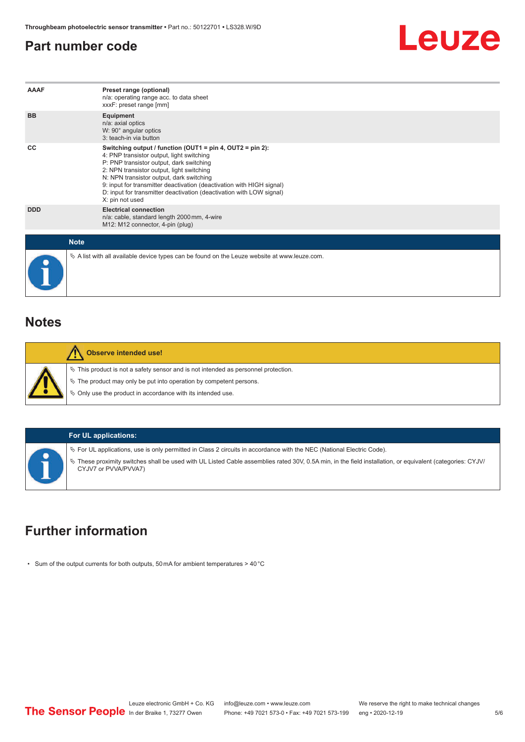## Part number code

| | |
|---|---|
| **AAAF** | **Preset range (optional)**<br>n/a: operating range acc. to data sheet<br>xxxF: preset range [mm] |
| **BB** | **Equipment**<br>n/a: axial optics<br>W: 90° angular optics<br>3: teach-in via button |
| **CC** | **Switching output / function (OUT1 = pin 4, OUT2 = pin 2):**<br>4: PNP transistor output, light switching<br>P: PNP transistor output, dark switching<br>2: NPN transistor output, light switching<br>N: NPN transistor output, dark switching<br>9: input for transmitter deactivation (deactivation with HIGH signal)<br>D: input for transmitter deactivation (deactivation with LOW signal)<br>X: pin not used |
| **DDD** | **Electrical connection**<br>n/a: cable, standard length 2000 mm, 4-wire<br>M12: M12 connector, 4-pin (plug) |

**Note**

- A list with all available device types can be found on the Leuze website at www.leuze.com.

## Notes

**Observe intended use!**

- This product is not a safety sensor and is not intended as personnel protection.
- The product may only be put into operation by competent persons.
- Only use the product in accordance with its intended use.

**For UL applications:**

- For UL applications, use is only permitted in Class 2 circuits in accordance with the NEC (National Electric Code).
- These proximity switches shall be used with UL Listed Cable assemblies rated 30V, 0.5A min, in the field installation, or equivalent (categories: CYJV/CYJV7 or PVVA/PVVA7)

## Further information

- Sum of the output currents for both outputs, 50 mA for ambient temperatures > 40 °C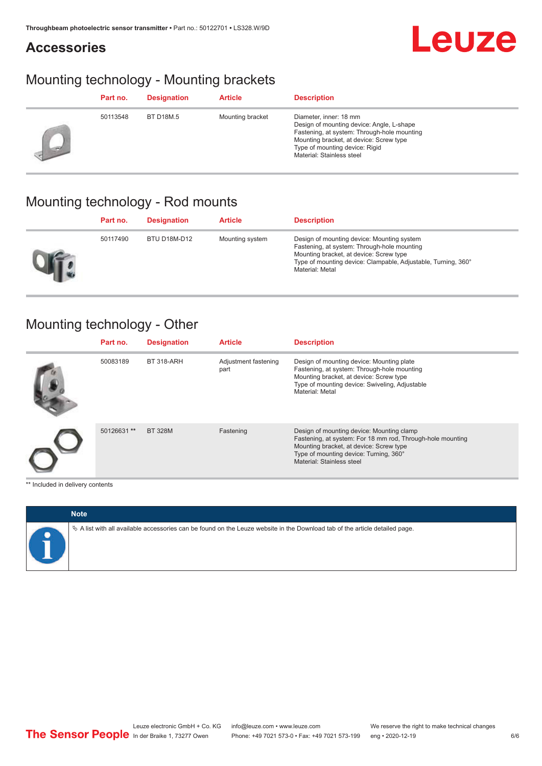## Accessories

### Mounting technology - Mounting brackets

| Part no. | Designation | Article | Description |
|---|---|---|---|
| 50113548 | BT D18M.5 | Mounting bracket | Diameter, inner: 18 mm<br>Design of mounting device: Angle, L-shape<br>Fastening, at system: Through-hole mounting<br>Mounting bracket, at device: Screw type<br>Type of mounting device: Rigid<br>Material: Stainless steel |

### Mounting technology - Rod mounts

| Part no. | Designation | Article | Description |
|---|---|---|---|
| 50117490 | BTU D18M-D12 | Mounting system | Design of mounting device: Mounting system<br>Fastening, at system: Through-hole mounting<br>Mounting bracket, at device: Screw type<br>Type of mounting device: Clampable, Adjustable, Turning, 360°<br>Material: Metal |

### Mounting technology - Other

| Part no. | Designation | Article | Description |
|---|---|---|---|
| 50083189 | BT 318-ARH | Adjustment fastening part | Design of mounting device: Mounting plate<br>Fastening, at system: Through-hole mounting<br>Mounting bracket, at device: Screw type<br>Type of mounting device: Swiveling, Adjustable<br>Material: Metal |
| 50126631 ** | BT 328M | Fastening | Design of mounting device: Mounting clamp<br>Fastening, at system: For 18 mm rod, Through-hole mounting<br>Mounting bracket, at device: Screw type<br>Type of mounting device: Turning, 360°<br>Material: Stainless steel |

** Included in delivery contents

**Note**

↳ A list with all available accessories can be found on the Leuze website in the Download tab of the article detailed page.